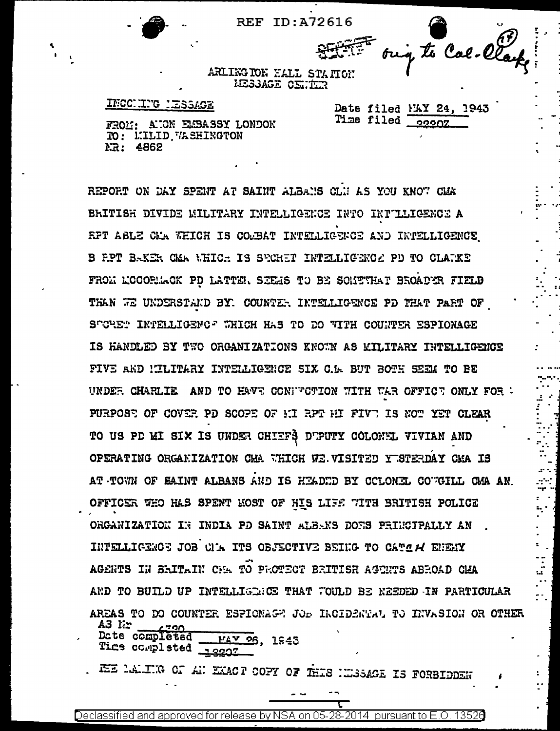REF ID:A72616

SECRET orig to Col. Clarke (17)

ARLINGTON HALL STATION
MESSAGE CENTER

INCOMING MESSAGE

FROM: AMON EMBASSY LONDON
TO: MILID WASHINGTON
NR: 4862

Date filed MAY 24, 1943
Time filed 2220Z

REPORT ON DAY SPENT AT SAINT ALBANS CLN AS YOU KNOW CMA BRITISH DIVIDE MILITARY INTELLIGENCE INTO INTELLIGENCE A RPT ABLE CMA WHICH IS COMBAT INTELLIGENCE AND INTELLIGENCE B RPT BAKER CMA WHICH IS SECRET INTELLIGENCE PD TO CLARKE FROM MCCORMACK PD LATTER SEEMS TO BE SOMEWHAT BROADER FIELD THAN WE UNDERSTAND BY COUNTER INTELLIGENCE PD THAT PART OF SECRET INTELLIGENCE WHICH HAS TO DO WITH COUNTER ESPIONAGE IS HANDLED BY TWO ORGANIZATIONS KNOWN AS MILITARY INTELLIGENCE FIVE AND MILITARY INTELLIGENCE SIX CMA BUT BOTH SEEM TO BE UNDER CHARLIE AND TO HAVE CONNECTION WITH WAR OFFICE ONLY FOR PURPOSE OF COVER PD SCOPE OF MI RPT MI FIVE IS NOT YET CLEAR TO US PD MI SIX IS UNDER CHIEFS DEPUTY COLONEL VIVIAN AND OPERATING ORGANIZATION CMA WHICH WE VISITED YESTERDAY CMA IS AT TOWN OF SAINT ALBANS AND IS HEADED BY COLONEL COWGILL CMA AN OFFICER WHO HAS SPENT MOST OF HIS LIFE WITH BRITISH POLICE ORGANIZATION IN INDIA PD SAINT ALBANS DOES PRINCIPALLY AN INTELLIGENCE JOB CMA ITS OBJECTIVE BEING TO CATCH ENEMY AGENTS IN BRITAIN CMA TO PROTECT BRITISH AGENTS ABROAD CMA AND TO BUILD UP INTELLIGENCE THAT WOULD BE NEEDED IN PARTICULAR AREAS TO DO COUNTER ESPIONAGE JOB INCIDENTAL TO INVASION OR OTHER

AS Nr 4720
Date completed MAY 26, 1943
Time completed 1820Z

THE MAKING OF AN EXACT COPY OF THIS MESSAGE IS FORBIDDEN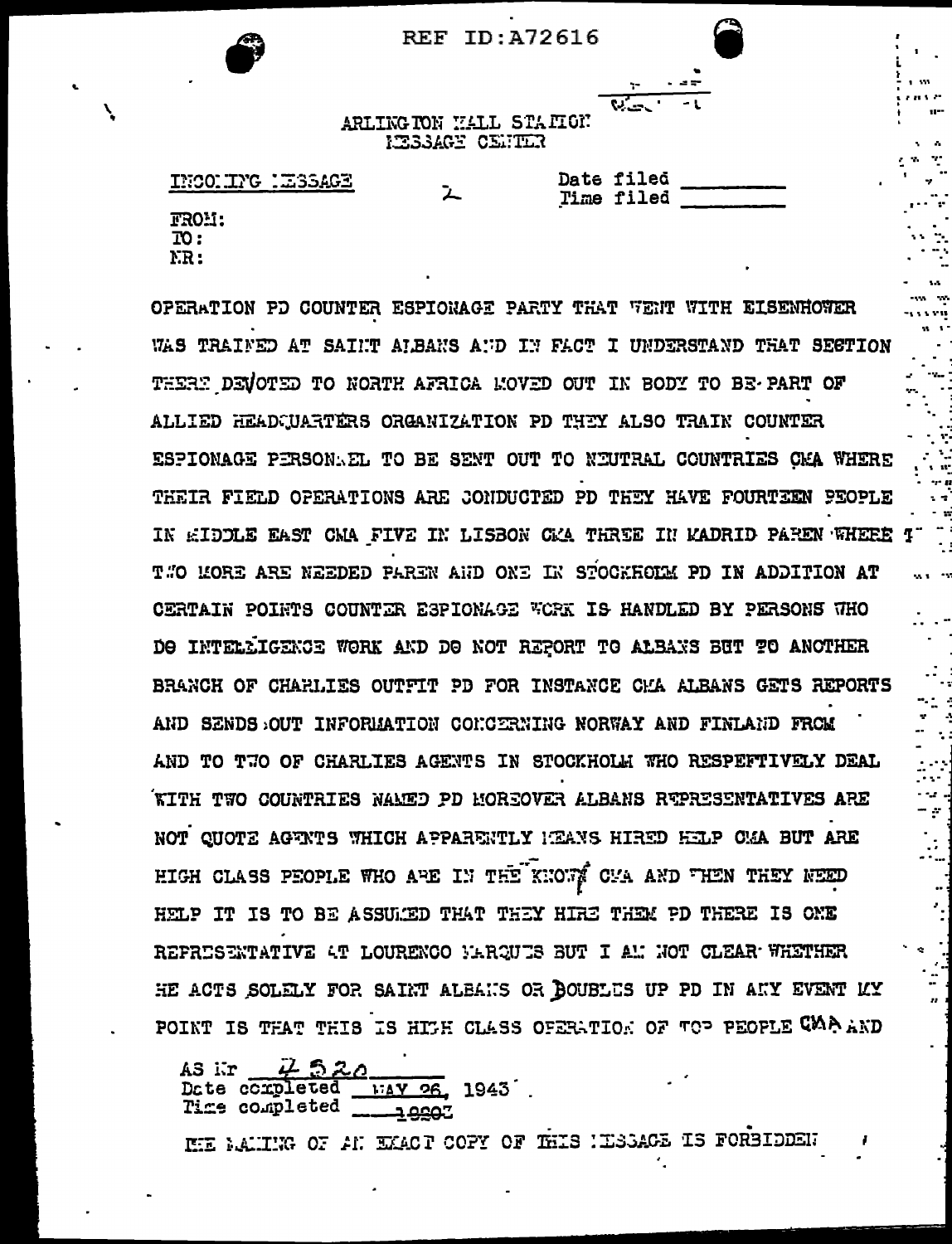REF ID:A72616

ARLINGTON HALL STATION
MESSAGE CENTER

INCOMING MESSAGE 2

Date filed \_\_\_\_\_\_\_\_\_
Time filed \_\_\_\_\_\_\_\_\_

FROM:
TO:
NR:

OPERATION PD COUNTER ESPIONAGE PARTY THAT WENT WITH EISENHOWER WAS TRAINED AT SAINT ALBANS AND IN FACT I UNDERSTAND THAT SECTION THERE DEVOTED TO NORTH AFRICA MOVED OUT IN BODY TO BE PART OF ALLIED HEADQUARTERS ORGANIZATION PD THEY ALSO TRAIN COUNTER ESPIONAGE PERSONNEL TO BE SENT OUT TO NEUTRAL COUNTRIES CMA WHERE THEIR FIELD OPERATIONS ARE CONDUCTED PD THEY HAVE FOURTEEN PEOPLE IN MIDDLE EAST CMA FIVE IN LISBON CMA THREE IN MADRID PAREN WHERE TWO MORE ARE NEEDED PAREN AND ONE IN STOCKHOLM PD IN ADDITION AT CERTAIN POINTS COUNTER ESPIONAGE WORK IS HANDLED BY PERSONS WHO DO INTELLIGENCE WORK AND DO NOT REPORT TO ALBANS BUT TO ANOTHER BRANCH OF CHARLIES OUTFIT PD FOR INSTANCE CMA ALBANS GETS REPORTS AND SENDS OUT INFORMATION CONCERNING NORWAY AND FINLAND FROM AND TO TWO OF CHARLIES AGENTS IN STOCKHOLM WHO RESPEFTIVELY DEAL WITH TWO COUNTRIES NAMED PD MOREOVER ALBANS REPRESENTATIVES ARE NOT QUOTE AGENTS WHICH APPARENTLY MEANS HIRED HELP CMA BUT ARE HIGH CLASS PEOPLE WHO ARE IN THE KNOW CMA AND WHEN THEY NEED HELP IT IS TO BE ASSUMED THAT THEY HIRE THEM PD THERE IS ONE REPRESENTATIVE AT LOURENCO MARQUES BUT I AM NOT CLEAR WHETHER HE ACTS SOLELY FOR SAINT ALBANS OR DOUBLES UP PD IN ANY EVENT MY POINT IS THAT THIS IS HIGH CLASS OPERATION OF TOP PEOPLE CMA AND

AS Nr 4520
Date completed MAY 26, 1943
Time completed 1920Z

THE MAKING OF AN EXACT COPY OF THIS MESSAGE IS FORBIDDEN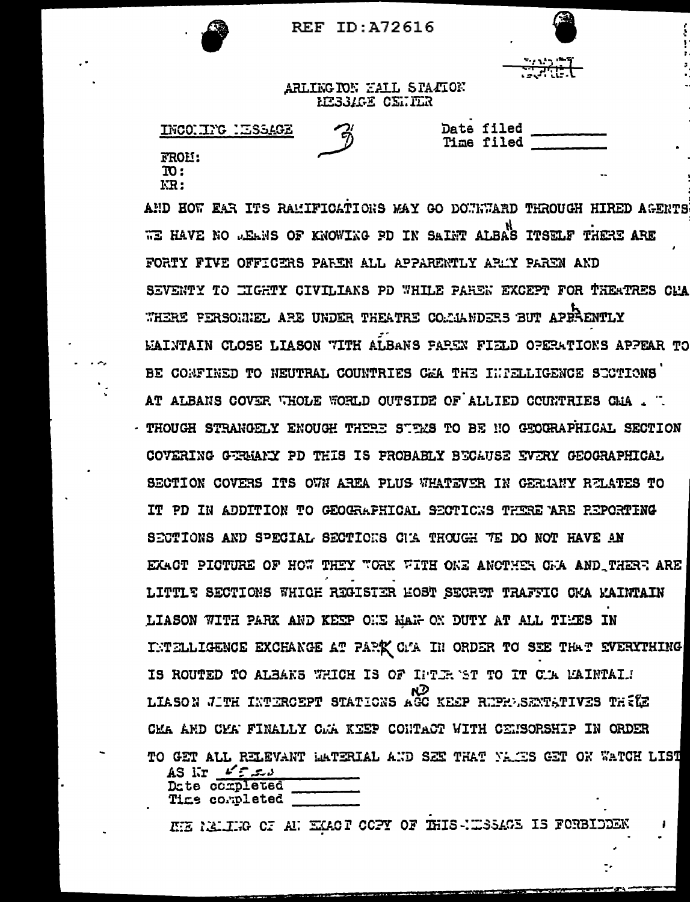REF ID:A72616

SECRET

ARLINGTON HALL STATION
MESSAGE CENTER

INCOMING MESSAGE

3

Date filed ________
Time filed ________

FROM:
TO:
NR:

AND HOW FAR ITS RAMIFICATIONS MAY GO DOWNWARD THROUGH HIRED AGENTS WE HAVE NO MEANS OF KNOWING PD IN SAINT ALBANS ITSELF THERE ARE FORTY FIVE OFFICERS PAREN ALL APPARENTLY ARMY PAREN AND SEVENTY TO EIGHTY CIVILIANS PD WHILE PAREN EXCEPT FOR THEATRES CMA WHERE PERSONNEL ARE UNDER THEATRE COMMANDERS BUT APPARENTLY MAINTAIN CLOSE LIASON WITH ALBANS PAREN FIELD OPERATIONS APPEAR TO BE CONFINED TO NEUTRAL COUNTRIES CMA THE INTELLIGENCE SECTIONS AT ALBANS COVER WHOLE WORLD OUTSIDE OF ALLIED COUNTRIES CMA . . THOUGH STRANGELY ENOUGH THERE SEEMS TO BE NO GEOGRAPHICAL SECTION COVERING GERMANY PD THIS IS PROBABLY BECAUSE EVERY GEOGRAPHICAL SECTION COVERS ITS OWN AREA PLUS WHATEVER IN GERMANY RELATES TO IT PD IN ADDITION TO GEOGRAPHICAL SECTIONS THERE ARE REPORTING SECTIONS AND SPECIAL SECTIONS CMA THOUGH WE DO NOT HAVE AN EXACT PICTURE OF HOW THEY WORK WITH ONE ANOTHER CMA AND THERE ARE LITTLE SECTIONS WHICH REGISTER MOST SECRET TRAFFIC CMA MAINTAIN LIASON WITH PARK AND KEEP ONE MAN ON DUTY AT ALL TIMES IN INTELLIGENCE EXCHANGE AT PARK CMA IN ORDER TO SEE THAT EVERYTHING IS ROUTED TO ALBANS WHICH IS OF INTEREST TO IT CMA MAINTAIN LIASON WITH INTERCEPT STATIONS AND KEEP REPRESENTATIVES THERE CMA AND CMA FINALLY CMA KEEP CONTACT WITH CENSORSHIP IN ORDER TO GET ALL RELEVANT MATERIAL AND SEE THAT NAMES GET ON WATCH LIST

AS Nr ________
Date completed ________
Time completed ________

THE MAKING OF AN EXACT COPY OF THIS MESSAGE IS FORBIDDEN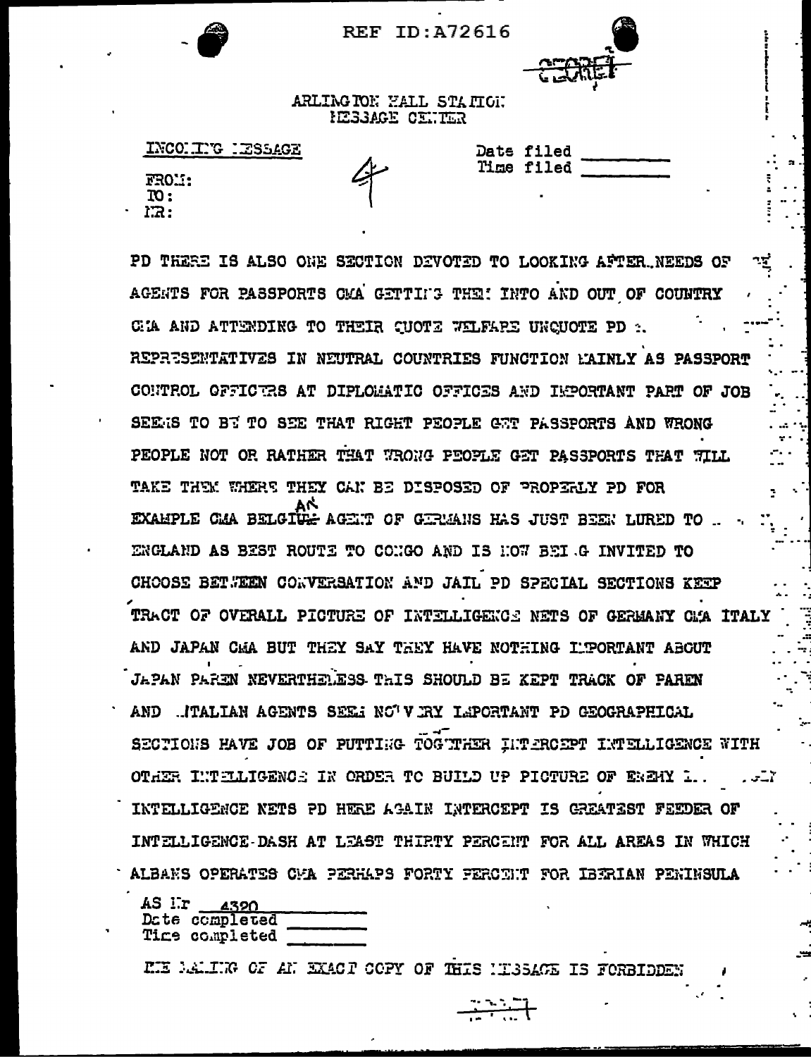SECRET

ARLINGTON HALL STATION
MESSAGE CENTER

INCOMING MESSAGE

FROM:
TO:
NR:

4

Date filed ________
Time filed ________

PD THERE IS ALSO ONE SECTION DEVOTED TO LOOKING AFTER NEEDS OF AGENTS FOR PASSPORTS CMA GETTING THEM INTO AND OUT OF COUNTRY CMA AND ATTENDING TO THEIR QUOTE WELFARE UNQUOTE PD M. REPRESENTATIVES IN NEUTRAL COUNTRIES FUNCTION MAINLY AS PASSPORT CONTROL OFFICERS AT DIPLOMATIC OFFICES AND IMPORTANT PART OF JOB SEEMS TO BE TO SEE THAT RIGHT PEOPLE GET PASSPORTS AND WRONG PEOPLE NOT OR RATHER THAT WRONG PEOPLE GET PASSPORTS THAT WILL TAKE THEM WHERE THEY CAN BE DISPOSED OF PROPERLY PD FOR EXAMPLE CMA BELGIAN AGENT OF GERMANS HAS JUST BEEN LURED TO ENGLAND AS BEST ROUTE TO CONGO AND IS NOW BEING INVITED TO CHOOSE BETWEEN CONVERSATION AND JAIL PD SPECIAL SECTIONS KEEP TRACT OF OVERALL PICTURE OF INTELLIGENCE NETS OF GERMANY CMA ITALY AND JAPAN CMA BUT THEY SAY THEY HAVE NOTHING IMPORTANT ABOUT JAPAN PAREN NEVERTHELESS THIS SHOULD BE KEPT TRACK OF PAREN AND ITALIAN AGENTS SEEM NOT VERY IMPORTANT PD GEOGRAPHICAL SECTIONS HAVE JOB OF PUTTING TOGETHER INTERCEPT INTELLIGENCE WITH OTHER INTELLIGENCE IN ORDER TO BUILD UP PICTURE OF ENEMY I... INTELLIGENCE NETS PD HERE AGAIN INTERCEPT IS GREATEST FEEDER OF INTELLIGENCE-DASH AT LEAST THIRTY PERCENT FOR ALL AREAS IN WHICH ALBANS OPERATES CMA PERHAPS FORTY PERCENT FOR IBERIAN PENINSULA

AS Nr 4320
Date completed ________
Time completed ________

THE MAKING OF AN EXACT COPY OF THIS MESSAGE IS FORBIDDEN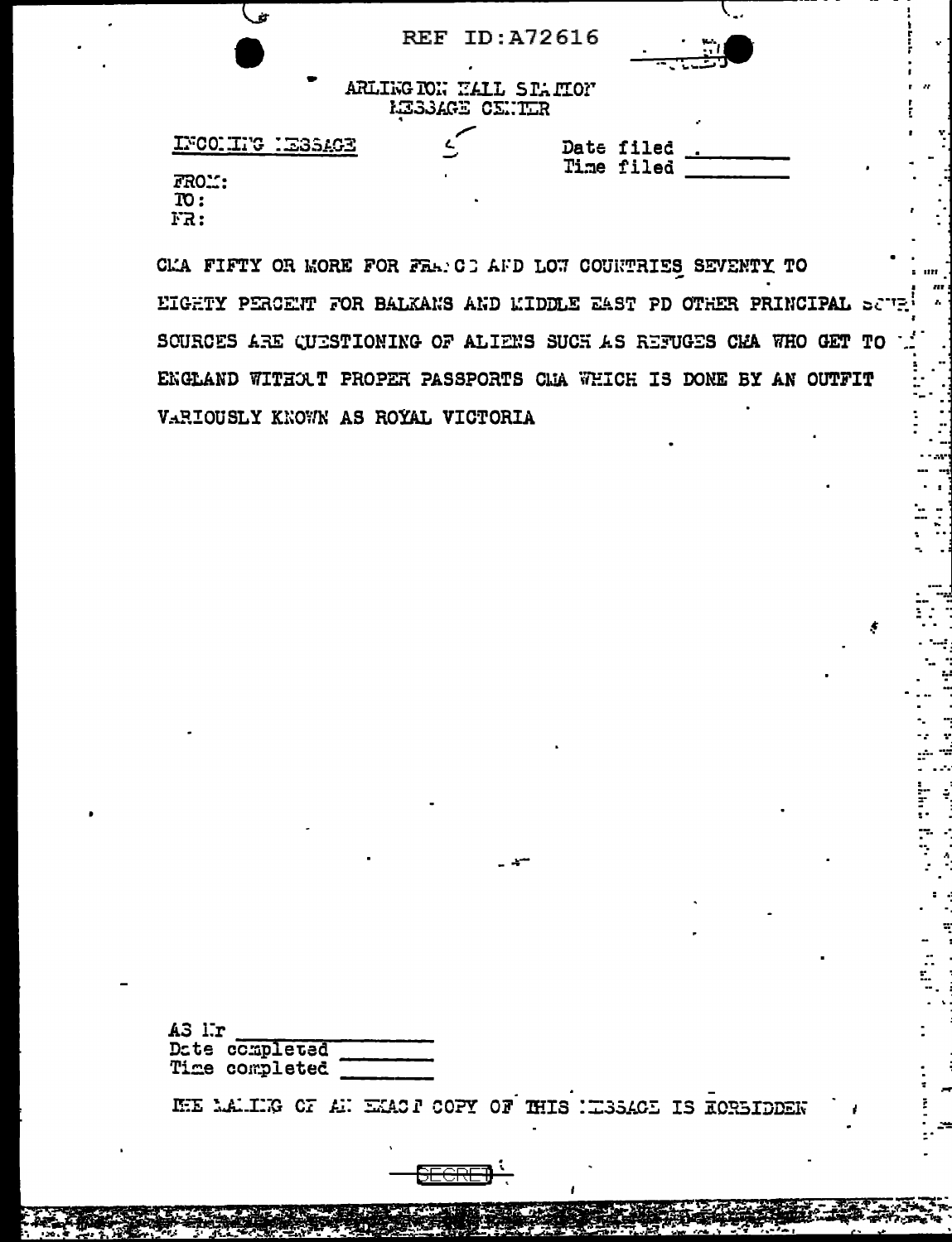REF ID:A72616

ARLINGTON HALL STATION
MESSAGE CENTER

INCOMING MESSAGE

Date filed ________
Time filed ________

FROM:
TO:
NR:

CMA FIFTY OR MORE FOR FRANCE AND LOW COUNTRIES SEVENTY TO EIGHTY PERCENT FOR BALKANS AND MIDDLE EAST PD OTHER PRINCIPAL SOURCES ARE QUESTIONING OF ALIENS SUCH AS REFUGES CMA WHO GET TO ENGLAND WITHOUT PROPER PASSPORTS CMA WHICH IS DONE BY AN OUTFIT VARIOUSLY KNOWN AS ROYAL VICTORIA

AS Nr ________
Date completed ________
Time completed ________

THE MAKING OF AN EXACT COPY OF THIS MESSAGE IS FORBIDDEN

SECRET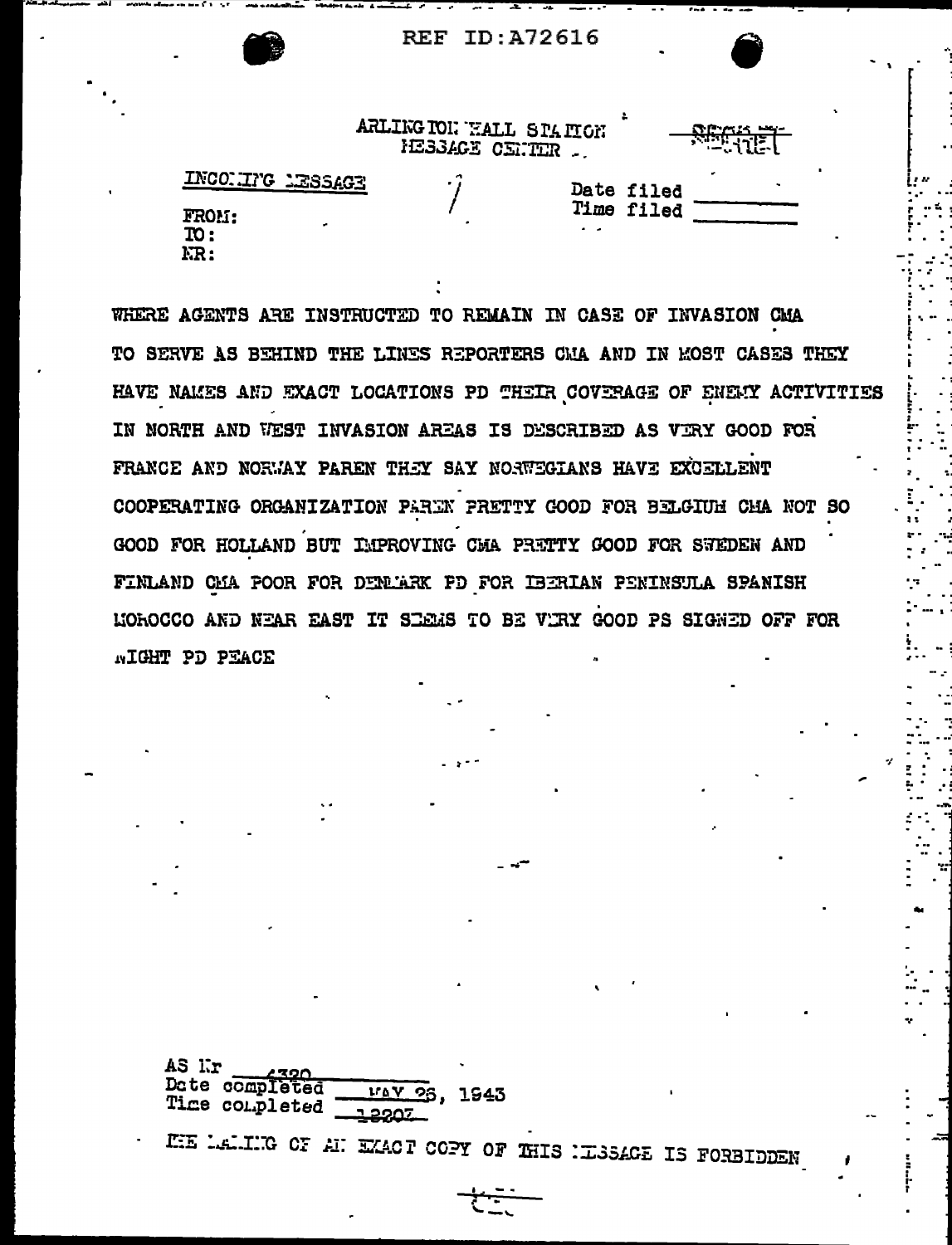REF ID:A72616

ARLINGTON HALL STATION
MESSAGE CENTER

SECRET

INCOMING MESSAGE

FROM:
TO:
NR:

Date filed
Time filed

WHERE AGENTS ARE INSTRUCTED TO REMAIN IN CASE OF INVASION CMA TO SERVE AS BEHIND THE LINES REPORTERS CMA AND IN MOST CASES THEY HAVE NAMES AND EXACT LOCATIONS PD THEIR COVERAGE OF ENEMY ACTIVITIES IN NORTH AND WEST INVASION AREAS IS DESCRIBED AS VERY GOOD FOR FRANCE AND NORWAY PAREN THEY SAY NORWEGIANS HAVE EXCELLENT COOPERATING ORGANIZATION PAREN PRETTY GOOD FOR BELGIUM CMA NOT SO GOOD FOR HOLLAND BUT IMPROVING CMA PRETTY GOOD FOR SWEDEN AND FINLAND CMA POOR FOR DENMARK PD FOR IBERIAN PENINSULA SPANISH MOROCCO AND NEAR EAST IT SEEMS TO BE VERY GOOD PS SIGNED OFF FOR NIGHT PD PEACE

AS Nr 4320
Date completed MAY 26, 1943
Time completed 1220Z

THE MAKING OF AN EXACT COPY OF THIS MESSAGE IS FORBIDDEN